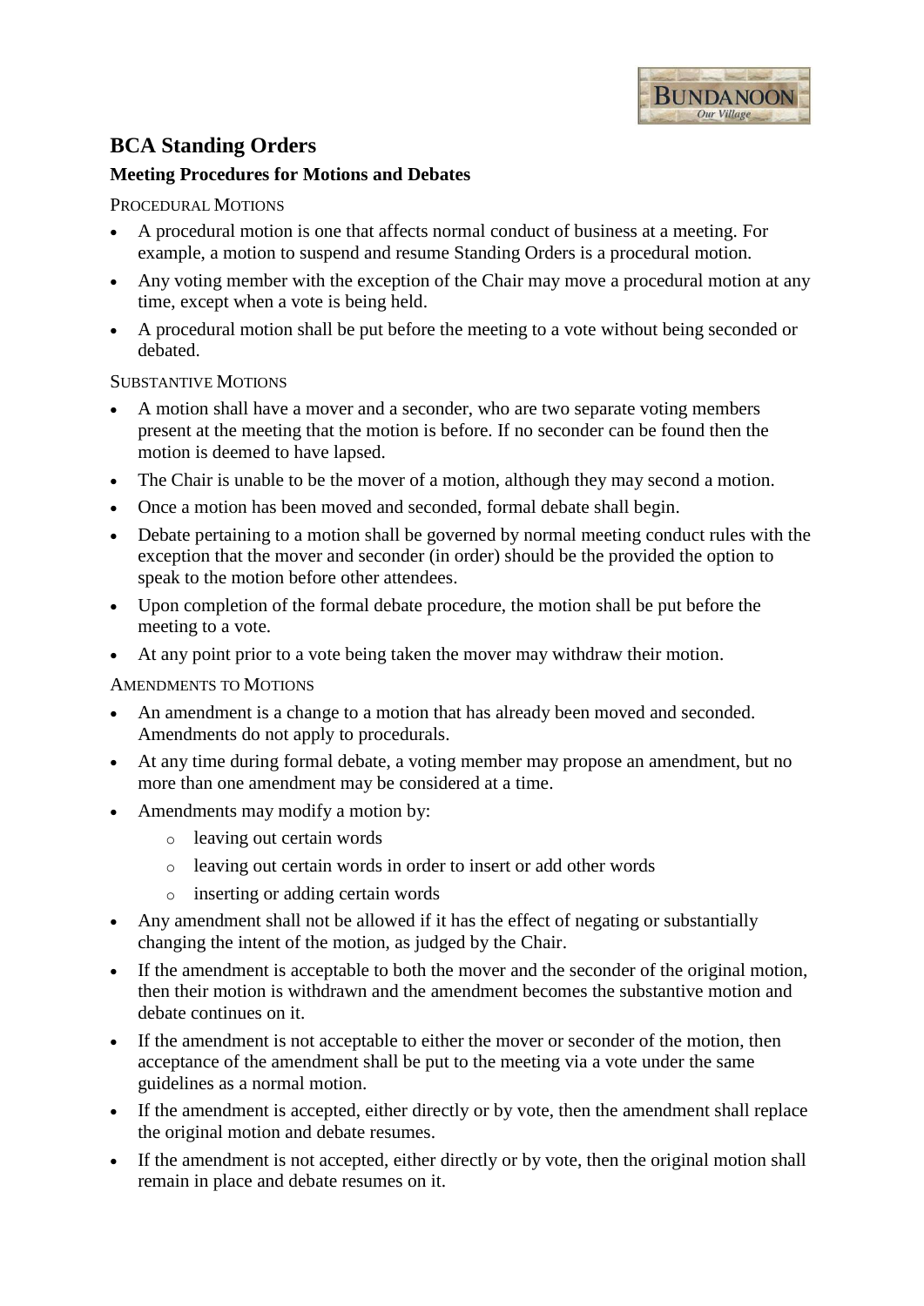# BCA Standing Orders

## Meeting Procedures for Motions and Debates

### Procedural Motions

- A procedural motion is one that affects normal conduct of business at a meeting. For example, a motion to suspend and resume Standing Orders is a procedural motion.
- Any voting member with the exception of the Chair may move a procedural motion at any time, except when a vote is being held.
- A procedural motion shall be put before the meeting to a vote without being seconded or debated.

### Substantive Motions

- A motion shall have a mover and a seconder, who are two separate voting members present at the meeting that the motion is before. If no seconder can be found then the motion is deemed to have lapsed.
- The Chair is unable to be the mover of a motion, although they may second a motion.
- Once a motion has been moved and seconded, formal debate shall begin.
- Debate pertaining to a motion shall be governed by normal meeting conduct rules with the exception that the mover and seconder (in order) should be the provided the option to speak to the motion before other attendees.
- Upon completion of the formal debate procedure, the motion shall be put before the meeting to a vote.
- At any point prior to a vote being taken the mover may withdraw their motion.

### Amendments to Motions

- An amendment is a change to a motion that has already been moved and seconded. Amendments do not apply to procedurals.
- At any time during formal debate, a voting member may propose an amendment, but no more than one amendment may be considered at a time.
- Amendments may modify a motion by:
  - leaving out certain words
  - leaving out certain words in order to insert or add other words
  - inserting or adding certain words
- Any amendment shall not be allowed if it has the effect of negating or substantially changing the intent of the motion, as judged by the Chair.
- If the amendment is acceptable to both the mover and the seconder of the original motion, then their motion is withdrawn and the amendment becomes the substantive motion and debate continues on it.
- If the amendment is not acceptable to either the mover or seconder of the motion, then acceptance of the amendment shall be put to the meeting via a vote under the same guidelines as a normal motion.
- If the amendment is accepted, either directly or by vote, then the amendment shall replace the original motion and debate resumes.
- If the amendment is not accepted, either directly or by vote, then the original motion shall remain in place and debate resumes on it.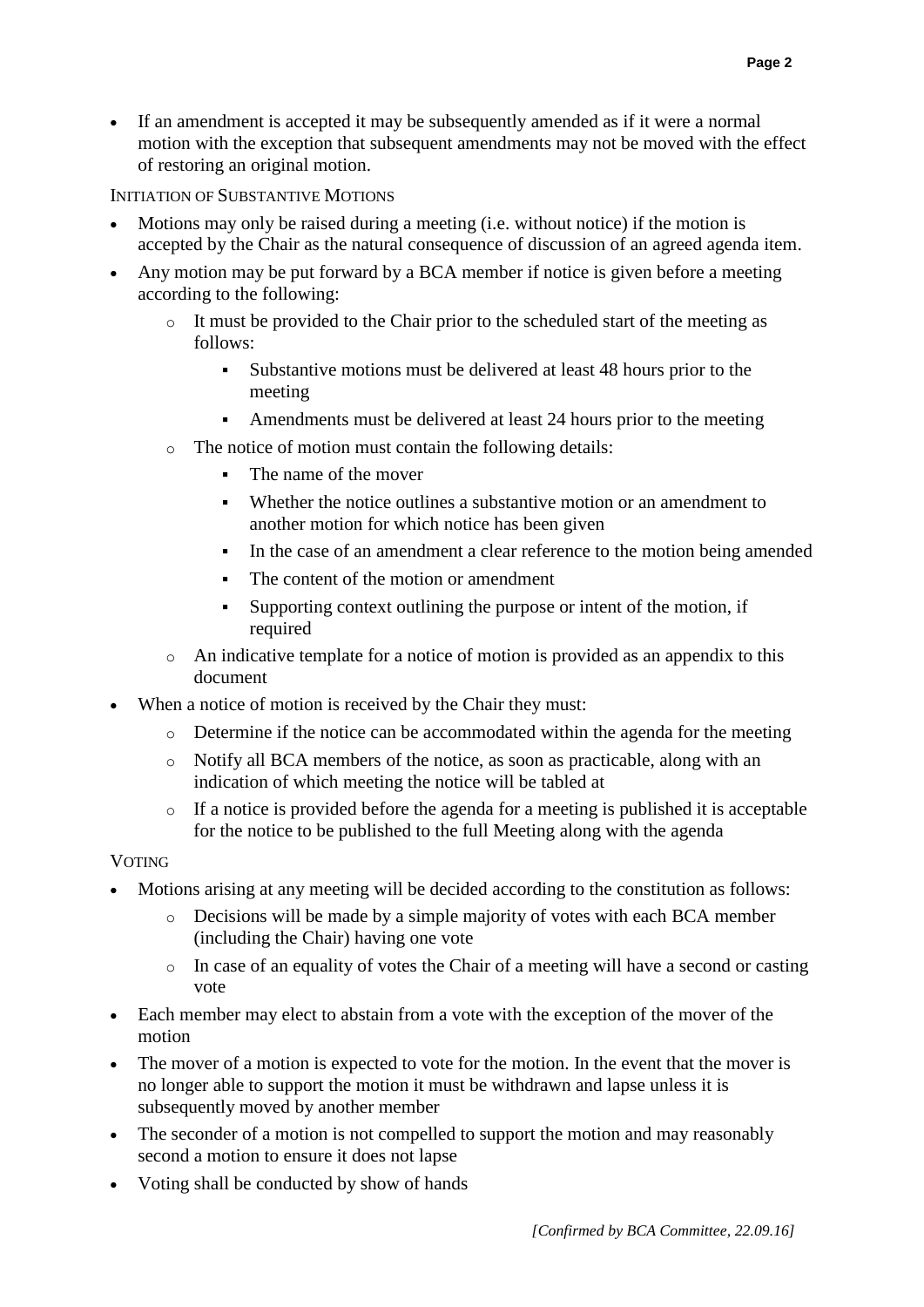- If an amendment is accepted it may be subsequently amended as if it were a normal motion with the exception that subsequent amendments may not be moved with the effect of restoring an original motion.

### Initiation of Substantive Motions

- Motions may only be raised during a meeting (i.e. without notice) if the motion is accepted by the Chair as the natural consequence of discussion of an agreed agenda item.
- Any motion may be put forward by a BCA member if notice is given before a meeting according to the following:
    - It must be provided to the Chair prior to the scheduled start of the meeting as follows:
        - Substantive motions must be delivered at least 48 hours prior to the meeting
        - Amendments must be delivered at least 24 hours prior to the meeting
    - The notice of motion must contain the following details:
        - The name of the mover
        - Whether the notice outlines a substantive motion or an amendment to another motion for which notice has been given
        - In the case of an amendment a clear reference to the motion being amended
        - The content of the motion or amendment
        - Supporting context outlining the purpose or intent of the motion, if required
    - An indicative template for a notice of motion is provided as an appendix to this document
- When a notice of motion is received by the Chair they must:
    - Determine if the notice can be accommodated within the agenda for the meeting
    - Notify all BCA members of the notice, as soon as practicable, along with an indication of which meeting the notice will be tabled at
    - If a notice is provided before the agenda for a meeting is published it is acceptable for the notice to be published to the full Meeting along with the agenda

### Voting

- Motions arising at any meeting will be decided according to the constitution as follows:
    - Decisions will be made by a simple majority of votes with each BCA member (including the Chair) having one vote
    - In case of an equality of votes the Chair of a meeting will have a second or casting vote
- Each member may elect to abstain from a vote with the exception of the mover of the motion
- The mover of a motion is expected to vote for the motion. In the event that the mover is no longer able to support the motion it must be withdrawn and lapse unless it is subsequently moved by another member
- The seconder of a motion is not compelled to support the motion and may reasonably second a motion to ensure it does not lapse
- Voting shall be conducted by show of hands

*[Confirmed by BCA Committee, 22.09.16]*